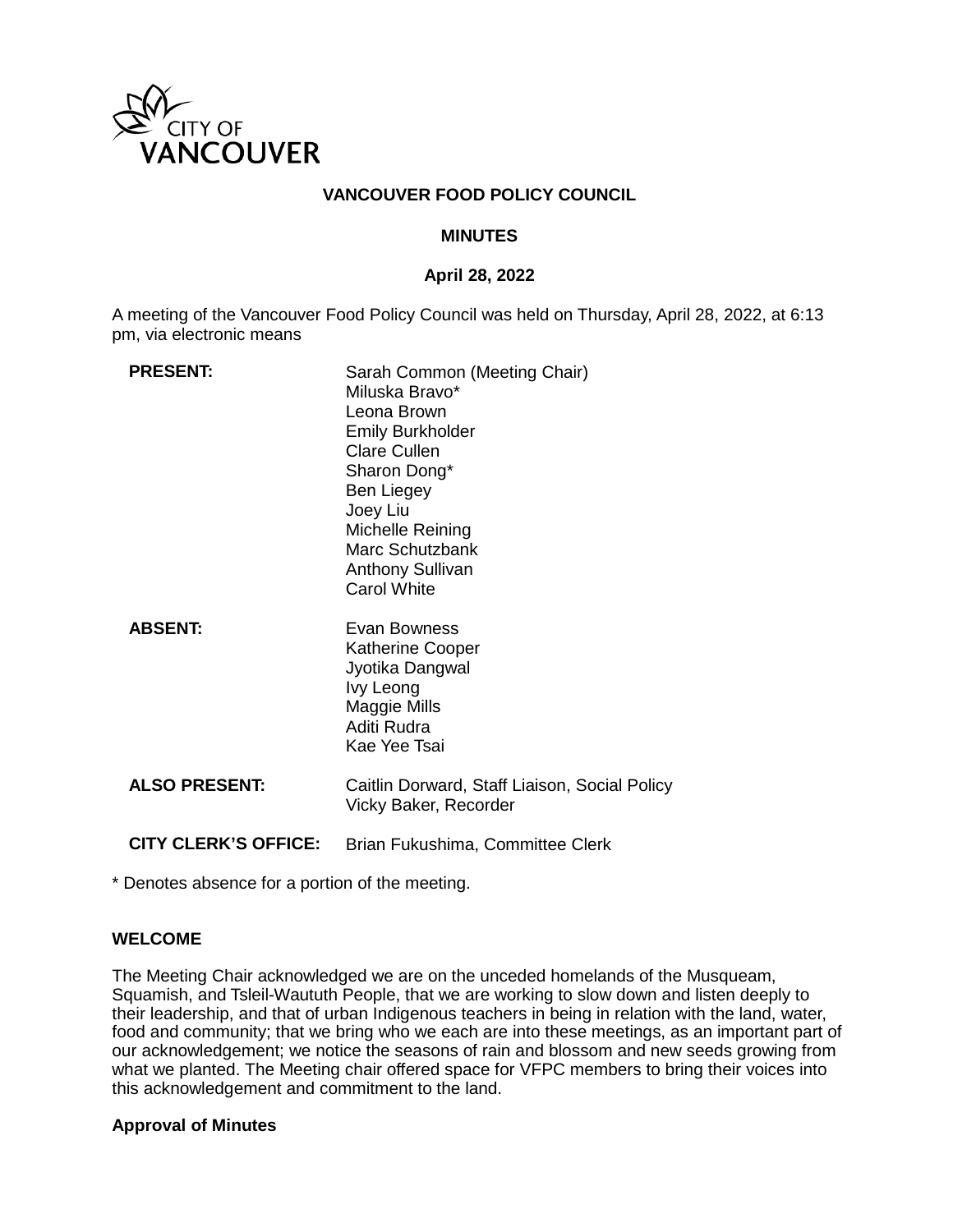CITY OF VANCOUVER

**VANCOUVER FOOD POLICY COUNCIL**

**MINUTES**

**April 28, 2022**

A meeting of the Vancouver Food Policy Council was held on Thursday, April 28, 2022, at 6:13 pm, via electronic means

| | |
|---|---|
| **PRESENT:** | Sarah Common (Meeting Chair)<br>Miluska Bravo*<br>Leona Brown<br>Emily Burkholder<br>Clare Cullen<br>Sharon Dong*<br>Ben Liegey<br>Joey Liu<br>Michelle Reining<br>Marc Schutzbank<br>Anthony Sullivan<br>Carol White |
| **ABSENT:** | Evan Bowness<br>Katherine Cooper<br>Jyotika Dangwal<br>Ivy Leong<br>Maggie Mills<br>Aditi Rudra<br>Kae Yee Tsai |
| **ALSO PRESENT:** | Caitlin Dorward, Staff Liaison, Social Policy<br>Vicky Baker, Recorder |
| **CITY CLERK'S OFFICE:** | Brian Fukushima, Committee Clerk |

\* Denotes absence for a portion of the meeting.

**WELCOME**

The Meeting Chair acknowledged we are on the unceded homelands of the Musqueam, Squamish, and Tsleil-Waututh People, that we are working to slow down and listen deeply to their leadership, and that of urban Indigenous teachers in being in relation with the land, water, food and community; that we bring who we each are into these meetings, as an important part of our acknowledgement; we notice the seasons of rain and blossom and new seeds growing from what we planted. The Meeting chair offered space for VFPC members to bring their voices into this acknowledgement and commitment to the land.

**Approval of Minutes**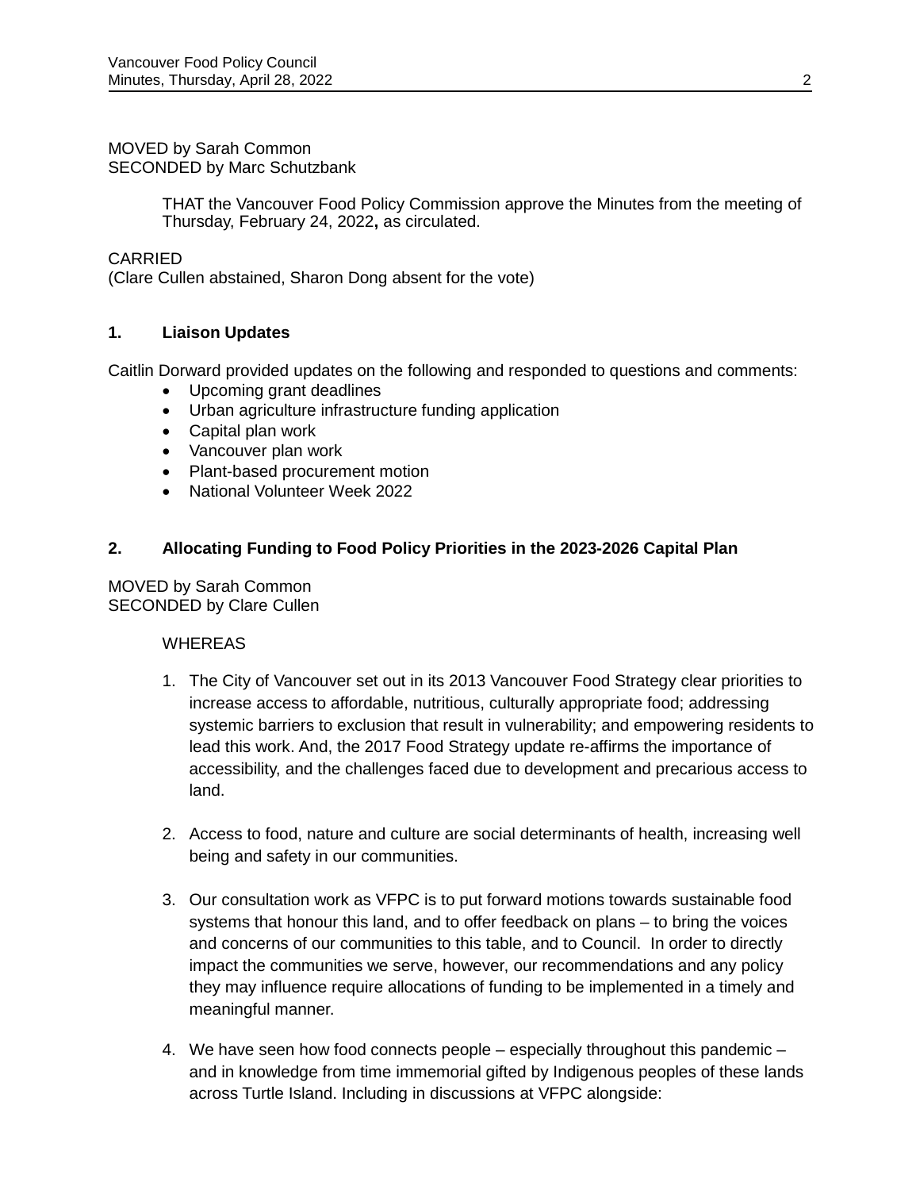MOVED by Sarah Common
SECONDED by Marc Schutzbank

> THAT the Vancouver Food Policy Commission approve the Minutes from the meeting of Thursday, February 24, 2022**,** as circulated.

CARRIED
(Clare Cullen abstained, Sharon Dong absent for the vote)

## 1. Liaison Updates

Caitlin Dorward provided updates on the following and responded to questions and comments:

- Upcoming grant deadlines
- Urban agriculture infrastructure funding application
- Capital plan work
- Vancouver plan work
- Plant-based procurement motion
- National Volunteer Week 2022

## 2. Allocating Funding to Food Policy Priorities in the 2023-2026 Capital Plan

MOVED by Sarah Common
SECONDED by Clare Cullen

WHEREAS

1. The City of Vancouver set out in its 2013 Vancouver Food Strategy clear priorities to increase access to affordable, nutritious, culturally appropriate food; addressing systemic barriers to exclusion that result in vulnerability; and empowering residents to lead this work. And, the 2017 Food Strategy update re-affirms the importance of accessibility, and the challenges faced due to development and precarious access to land.

2. Access to food, nature and culture are social determinants of health, increasing well being and safety in our communities.

3. Our consultation work as VFPC is to put forward motions towards sustainable food systems that honour this land, and to offer feedback on plans – to bring the voices and concerns of our communities to this table, and to Council. In order to directly impact the communities we serve, however, our recommendations and any policy they may influence require allocations of funding to be implemented in a timely and meaningful manner.

4. We have seen how food connects people – especially throughout this pandemic – and in knowledge from time immemorial gifted by Indigenous peoples of these lands across Turtle Island. Including in discussions at VFPC alongside: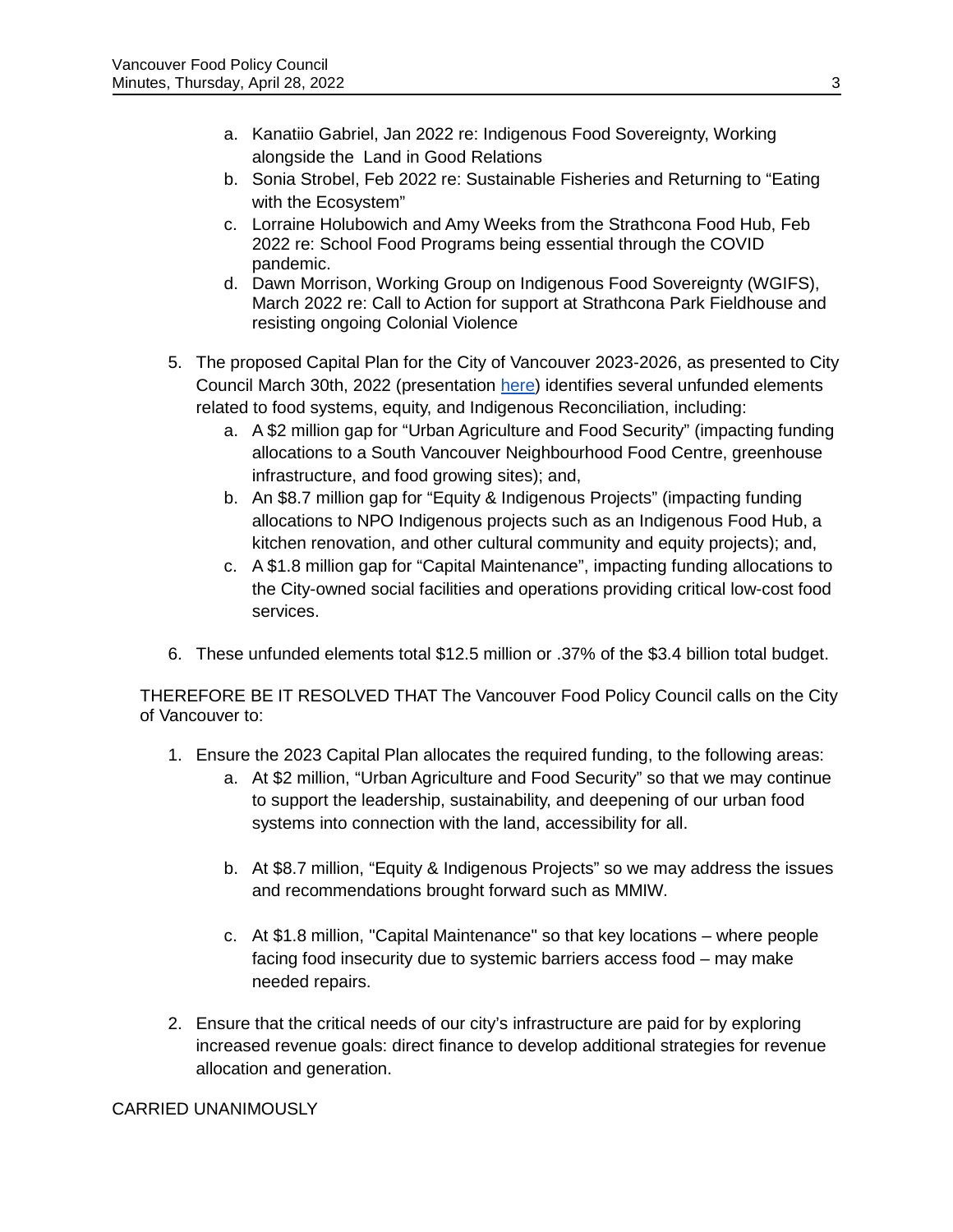a. Kanatiio Gabriel, Jan 2022 re: Indigenous Food Sovereignty, Working alongside the Land in Good Relations
   b. Sonia Strobel, Feb 2022 re: Sustainable Fisheries and Returning to "Eating with the Ecosystem"
   c. Lorraine Holubowich and Amy Weeks from the Strathcona Food Hub, Feb 2022 re: School Food Programs being essential through the COVID pandemic.
   d. Dawn Morrison, Working Group on Indigenous Food Sovereignty (WGIFS), March 2022 re: Call to Action for support at Strathcona Park Fieldhouse and resisting ongoing Colonial Violence

5. The proposed Capital Plan for the City of Vancouver 2023-2026, as presented to City Council March 30th, 2022 (presentation here) identifies several unfunded elements related to food systems, equity, and Indigenous Reconciliation, including:
   a. A $2 million gap for "Urban Agriculture and Food Security" (impacting funding allocations to a South Vancouver Neighbourhood Food Centre, greenhouse infrastructure, and food growing sites); and,
   b. An $8.7 million gap for "Equity & Indigenous Projects" (impacting funding allocations to NPO Indigenous projects such as an Indigenous Food Hub, a kitchen renovation, and other cultural community and equity projects); and,
   c. A $1.8 million gap for "Capital Maintenance", impacting funding allocations to the City-owned social facilities and operations providing critical low-cost food services.

6. These unfunded elements total $12.5 million or .37% of the $3.4 billion total budget.

THEREFORE BE IT RESOLVED THAT The Vancouver Food Policy Council calls on the City of Vancouver to:

1. Ensure the 2023 Capital Plan allocates the required funding, to the following areas:
   a. At $2 million, "Urban Agriculture and Food Security" so that we may continue to support the leadership, sustainability, and deepening of our urban food systems into connection with the land, accessibility for all.

   b. At $8.7 million, "Equity & Indigenous Projects" so we may address the issues and recommendations brought forward such as MMIW.

   c. At $1.8 million, "Capital Maintenance" so that key locations – where people facing food insecurity due to systemic barriers access food – may make needed repairs.

2. Ensure that the critical needs of our city's infrastructure are paid for by exploring increased revenue goals: direct finance to develop additional strategies for revenue allocation and generation.

CARRIED UNANIMOUSLY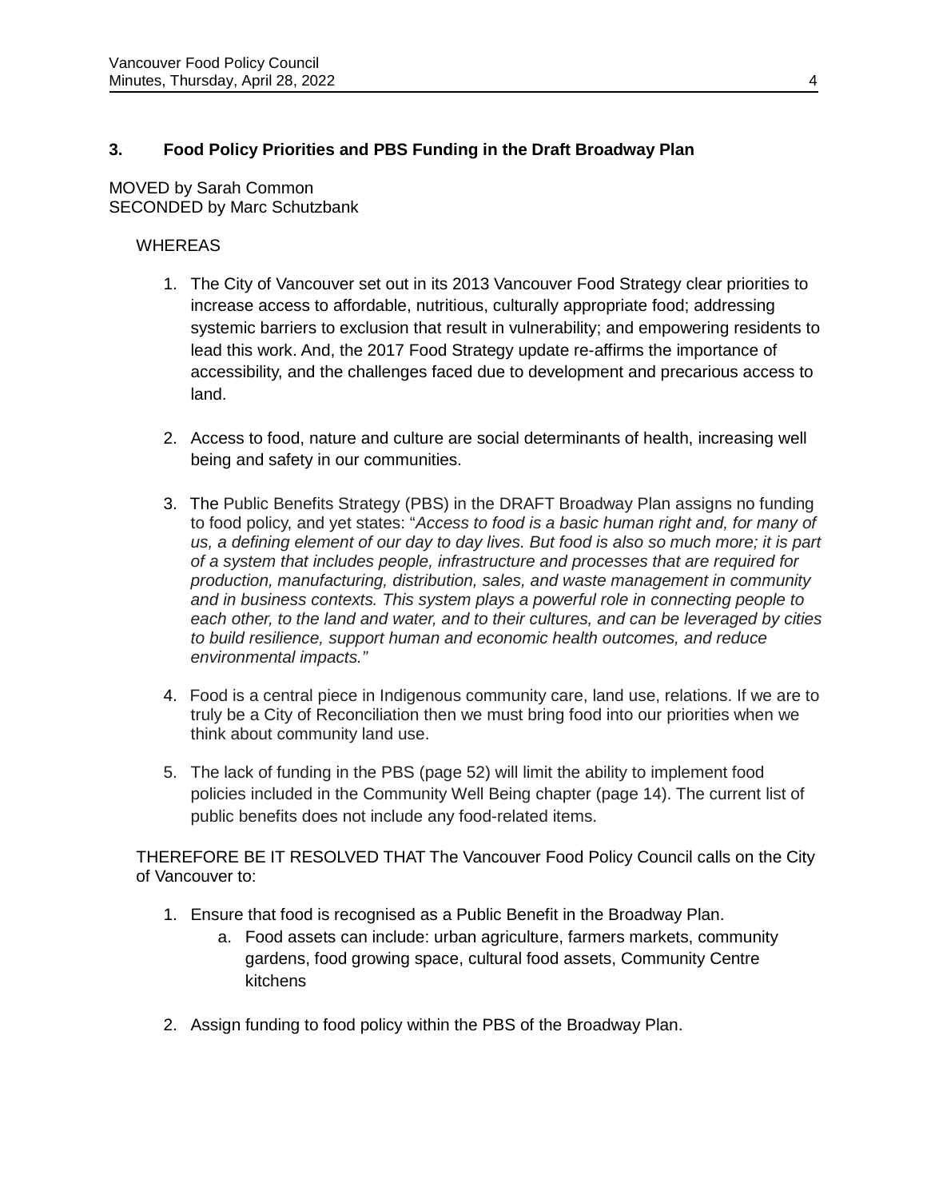### 3. Food Policy Priorities and PBS Funding in the Draft Broadway Plan

MOVED by Sarah Common
SECONDED by Marc Schutzbank

WHEREAS

1. The City of Vancouver set out in its 2013 Vancouver Food Strategy clear priorities to increase access to affordable, nutritious, culturally appropriate food; addressing systemic barriers to exclusion that result in vulnerability; and empowering residents to lead this work. And, the 2017 Food Strategy update re-affirms the importance of accessibility, and the challenges faced due to development and precarious access to land.

2. Access to food, nature and culture are social determinants of health, increasing well being and safety in our communities.

3. The Public Benefits Strategy (PBS) in the DRAFT Broadway Plan assigns no funding to food policy, and yet states: "*Access to food is a basic human right and, for many of us, a defining element of our day to day lives. But food is also so much more; it is part of a system that includes people, infrastructure and processes that are required for production, manufacturing, distribution, sales, and waste management in community and in business contexts. This system plays a powerful role in connecting people to each other, to the land and water, and to their cultures, and can be leveraged by cities to build resilience, support human and economic health outcomes, and reduce environmental impacts.*"

4. Food is a central piece in Indigenous community care, land use, relations. If we are to truly be a City of Reconciliation then we must bring food into our priorities when we think about community land use.

5. The lack of funding in the PBS (page 52) will limit the ability to implement food policies included in the Community Well Being chapter (page 14). The current list of public benefits does not include any food-related items.

THEREFORE BE IT RESOLVED THAT The Vancouver Food Policy Council calls on the City of Vancouver to:

1. Ensure that food is recognised as a Public Benefit in the Broadway Plan.
   a. Food assets can include: urban agriculture, farmers markets, community gardens, food growing space, cultural food assets, Community Centre kitchens

2. Assign funding to food policy within the PBS of the Broadway Plan.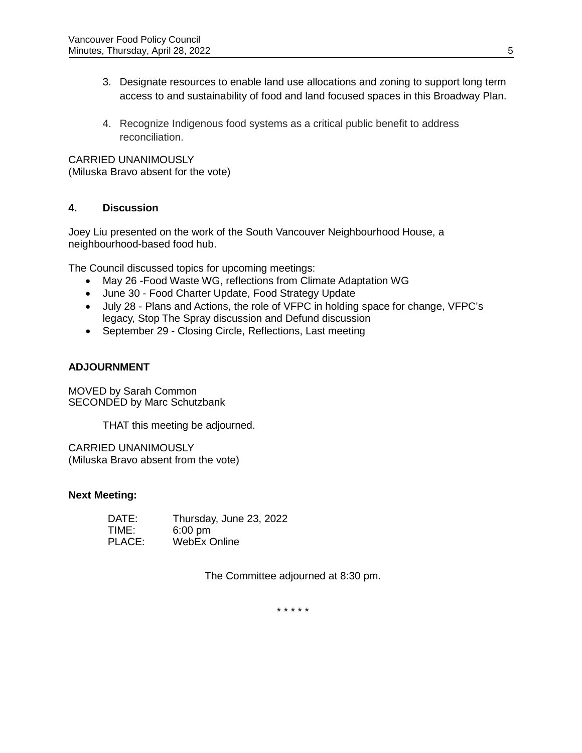3. Designate resources to enable land use allocations and zoning to support long term access to and sustainability of food and land focused spaces in this Broadway Plan.

4. Recognize Indigenous food systems as a critical public benefit to address reconciliation.

CARRIED UNANIMOUSLY
(Miluska Bravo absent for the vote)

## 4. Discussion

Joey Liu presented on the work of the South Vancouver Neighbourhood House, a neighbourhood-based food hub.

The Council discussed topics for upcoming meetings:

- May 26 -Food Waste WG, reflections from Climate Adaptation WG
- June 30 - Food Charter Update, Food Strategy Update
- July 28 - Plans and Actions, the role of VFPC in holding space for change, VFPC's legacy, Stop The Spray discussion and Defund discussion
- September 29 - Closing Circle, Reflections, Last meeting

## ADJOURNMENT

MOVED by Sarah Common
SECONDED by Marc Schutzbank

THAT this meeting be adjourned.

CARRIED UNANIMOUSLY
(Miluska Bravo absent from the vote)

**Next Meeting:**

DATE: Thursday, June 23, 2022
TIME: 6:00 pm
PLACE: WebEx Online

The Committee adjourned at 8:30 pm.

* * * * *